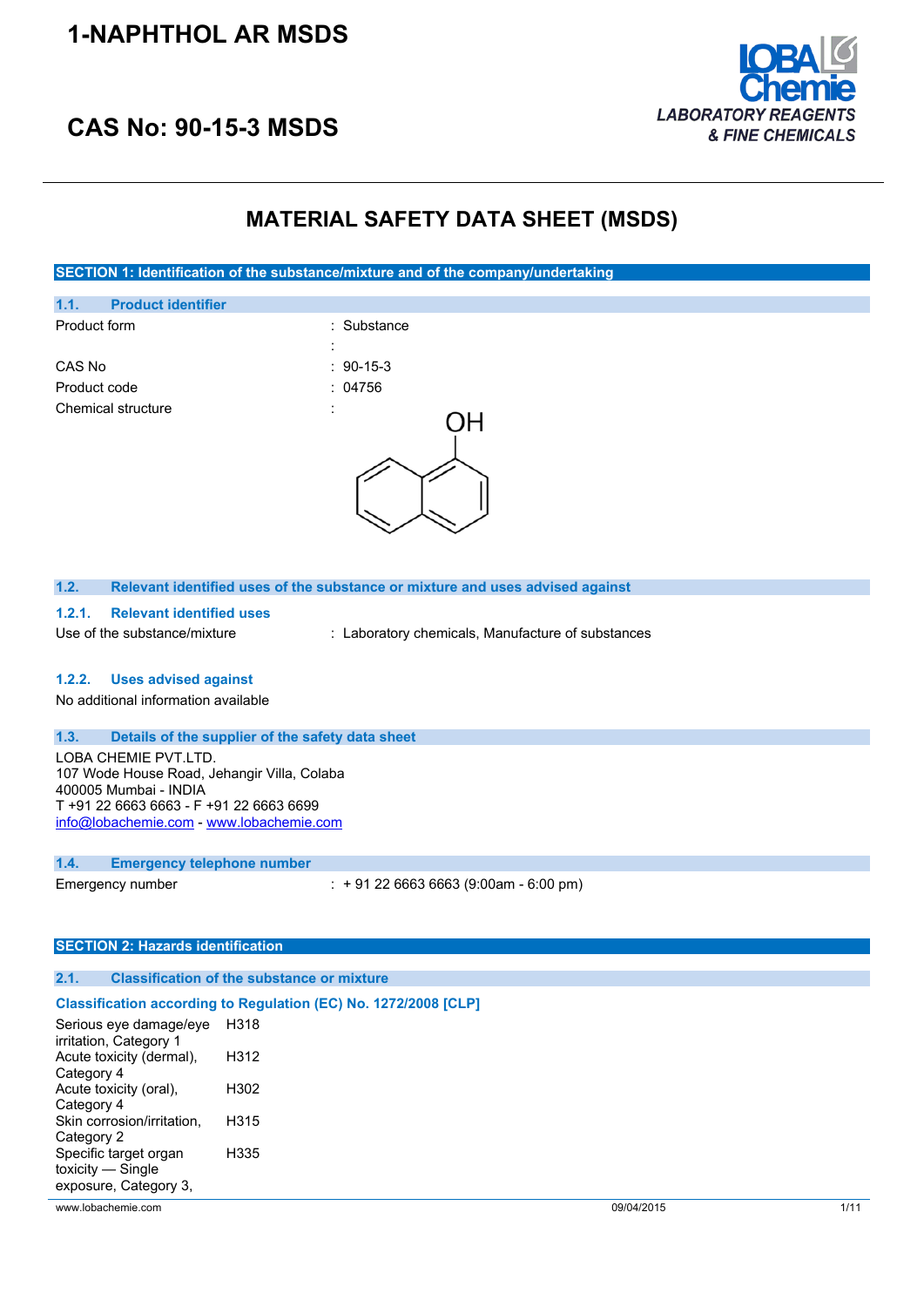# 1-NAPHTHOL AR MSDS

## CAS No: 90-15-3 MSDS

LOBA Chemie
LABORATORY REAGENTS & FINE CHEMICALS

# MATERIAL SAFETY DATA SHEET (MSDS)

## SECTION 1: Identification of the substance/mixture and of the company/undertaking

### 1.1. Product identifier

| | |
|---|---|
| Product form | : Substance |
| | : |
| CAS No | : 90-15-3 |
| Product code | : 04756 |
| Chemical structure | : |

### 1.2. Relevant identified uses of the substance or mixture and uses advised against

#### 1.2.1. Relevant identified uses

Use of the substance/mixture : Laboratory chemicals, Manufacture of substances

#### 1.2.2. Uses advised against

No additional information available

### 1.3. Details of the supplier of the safety data sheet

LOBA CHEMIE PVT.LTD.
107 Wode House Road, Jehangir Villa, Colaba
400005 Mumbai - INDIA
T +91 22 6663 6663 - F +91 22 6663 6699
info@lobachemie.com - www.lobachemie.com

### 1.4. Emergency telephone number

Emergency number : + 91 22 6663 6663 (9:00am - 6:00 pm)

## SECTION 2: Hazards identification

### 2.1. Classification of the substance or mixture

**Classification according to Regulation (EC) No. 1272/2008 [CLP]**

| | |
|---|---|
| Serious eye damage/eye irritation, Category 1 | H318 |
| Acute toxicity (dermal), Category 4 | H312 |
| Acute toxicity (oral), Category 4 | H302 |
| Skin corrosion/irritation, Category 2 | H315 |
| Specific target organ toxicity — Single exposure, Category 3, | H335 |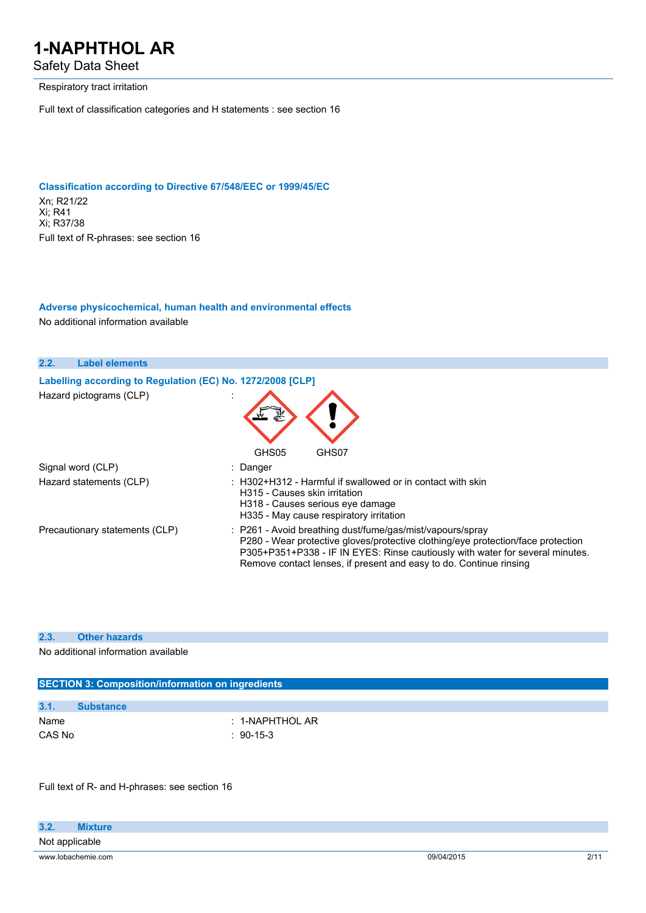Respiratory tract irritation

Full text of classification categories and H statements : see section 16

### Classification according to Directive 67/548/EEC or 1999/45/EC

Xn; R21/22
Xi; R41
Xi; R37/38

Full text of R-phrases: see section 16

### Adverse physicochemical, human health and environmental effects

No additional information available

## 2.2. Label elements

### Labelling according to Regulation (EC) No. 1272/2008 [CLP]

| | |
|---|---|
| Hazard pictograms (CLP) | : GHS05 GHS07 |
| Signal word (CLP) | : Danger |
| Hazard statements (CLP) | : H302+H312 - Harmful if swallowed or in contact with skin<br>H315 - Causes skin irritation<br>H318 - Causes serious eye damage<br>H335 - May cause respiratory irritation |
| Precautionary statements (CLP) | : P261 - Avoid breathing dust/fume/gas/mist/vapours/spray<br>P280 - Wear protective gloves/protective clothing/eye protection/face protection<br>P305+P351+P338 - IF IN EYES: Rinse cautiously with water for several minutes. Remove contact lenses, if present and easy to do. Continue rinsing |

## 2.3. Other hazards

No additional information available

## SECTION 3: Composition/information on ingredients

## 3.1. Substance

| | |
|---|---|
| Name | : 1-NAPHTHOL AR |
| CAS No | : 90-15-3 |

Full text of R- and H-phrases: see section 16

## 3.2. Mixture

Not applicable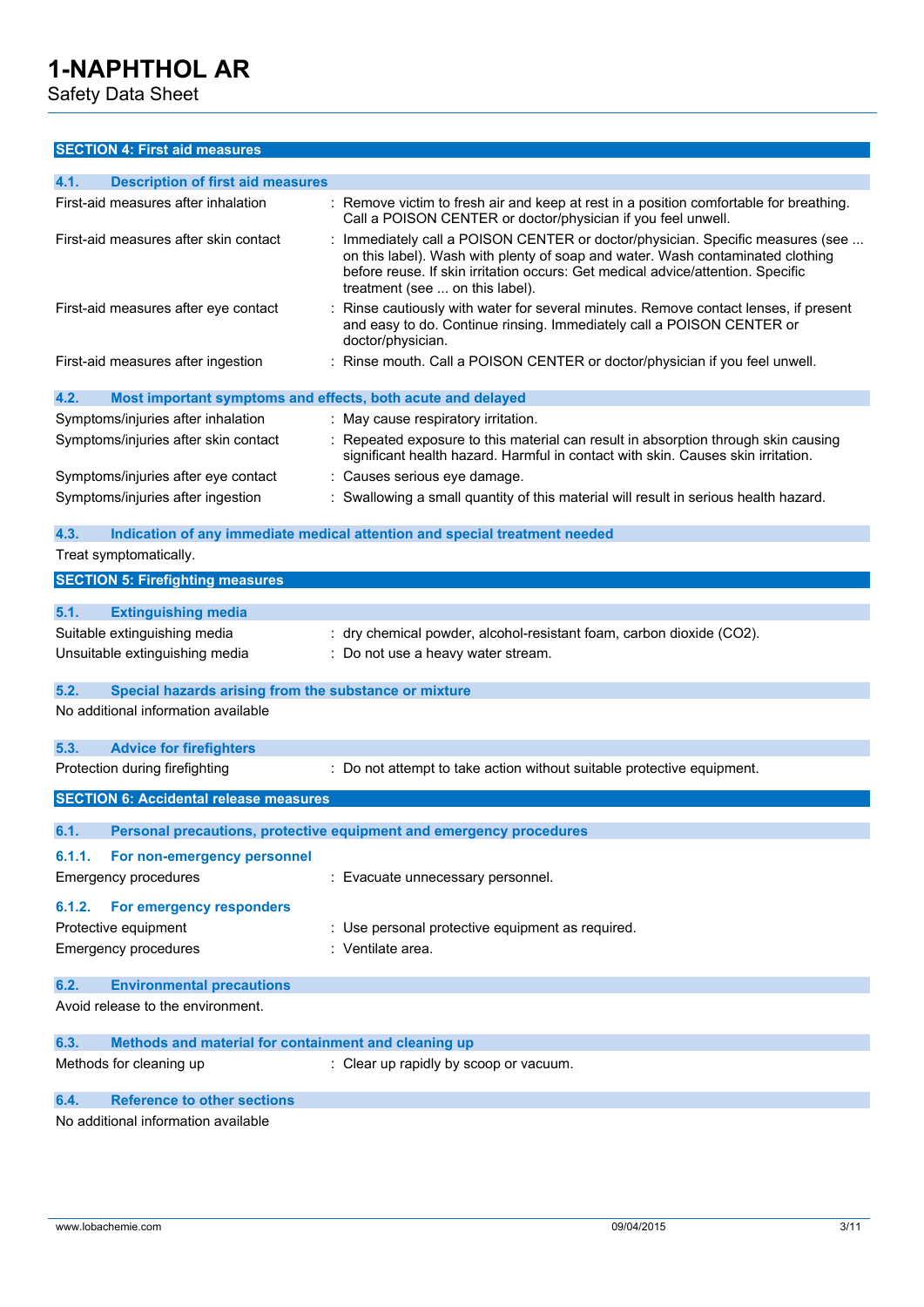## SECTION 4: First aid measures

### 4.1. Description of first aid measures

| | |
|---|---|
| First-aid measures after inhalation | : Remove victim to fresh air and keep at rest in a position comfortable for breathing. Call a POISON CENTER or doctor/physician if you feel unwell. |
| First-aid measures after skin contact | : Immediately call a POISON CENTER or doctor/physician. Specific measures (see ... on this label). Wash with plenty of soap and water. Wash contaminated clothing before reuse. If skin irritation occurs: Get medical advice/attention. Specific treatment (see ... on this label). |
| First-aid measures after eye contact | : Rinse cautiously with water for several minutes. Remove contact lenses, if present and easy to do. Continue rinsing. Immediately call a POISON CENTER or doctor/physician. |
| First-aid measures after ingestion | : Rinse mouth. Call a POISON CENTER or doctor/physician if you feel unwell. |

### 4.2. Most important symptoms and effects, both acute and delayed

| | |
|---|---|
| Symptoms/injuries after inhalation | : May cause respiratory irritation. |
| Symptoms/injuries after skin contact | : Repeated exposure to this material can result in absorption through skin causing significant health hazard. Harmful in contact with skin. Causes skin irritation. |
| Symptoms/injuries after eye contact | : Causes serious eye damage. |
| Symptoms/injuries after ingestion | : Swallowing a small quantity of this material will result in serious health hazard. |

### 4.3. Indication of any immediate medical attention and special treatment needed

Treat symptomatically.

## SECTION 5: Firefighting measures

### 5.1. Extinguishing media

| | |
|---|---|
| Suitable extinguishing media | : dry chemical powder, alcohol-resistant foam, carbon dioxide ($CO_2$). |
| Unsuitable extinguishing media | : Do not use a heavy water stream. |

### 5.2. Special hazards arising from the substance or mixture

No additional information available

### 5.3. Advice for firefighters

| | |
|---|---|
| Protection during firefighting | : Do not attempt to take action without suitable protective equipment. |

## SECTION 6: Accidental release measures

### 6.1. Personal precautions, protective equipment and emergency procedures

#### 6.1.1. For non-emergency personnel

| | |
|---|---|
| Emergency procedures | : Evacuate unnecessary personnel. |

#### 6.1.2. For emergency responders

| | |
|---|---|
| Protective equipment | : Use personal protective equipment as required. |
| Emergency procedures | : Ventilate area. |

### 6.2. Environmental precautions

Avoid release to the environment.

### 6.3. Methods and material for containment and cleaning up

| | |
|---|---|
| Methods for cleaning up | : Clear up rapidly by scoop or vacuum. |

### 6.4. Reference to other sections

No additional information available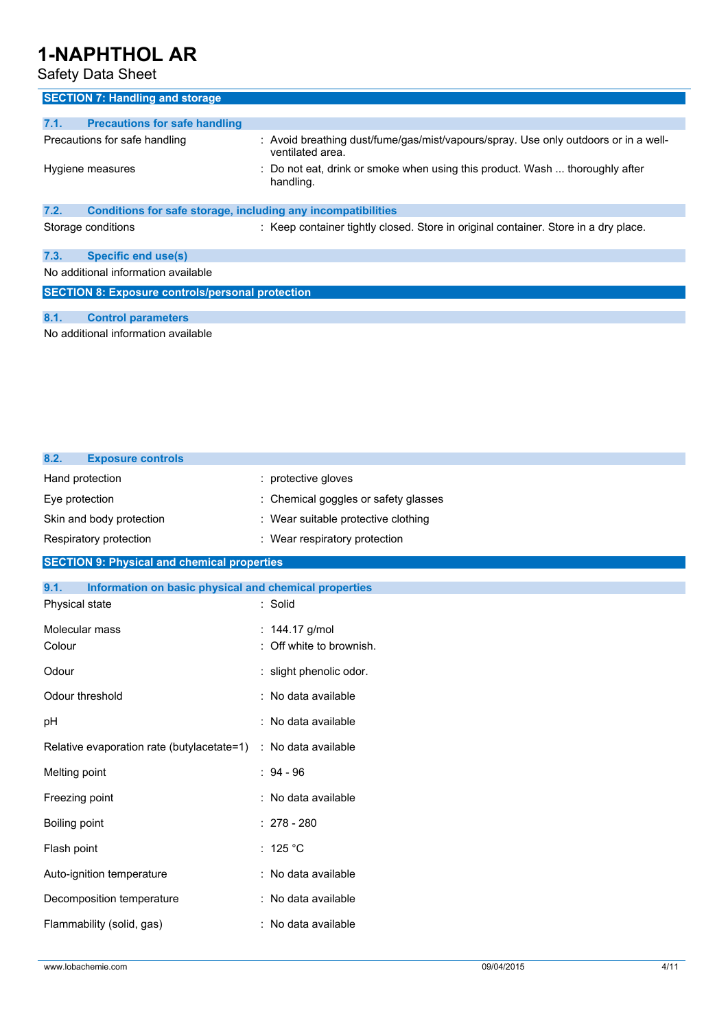## SECTION 7: Handling and storage

### 7.1. Precautions for safe handling

| | |
|---|---|
| Precautions for safe handling | : Avoid breathing dust/fume/gas/mist/vapours/spray. Use only outdoors or in a well-ventilated area. |
| Hygiene measures | : Do not eat, drink or smoke when using this product. Wash ... thoroughly after handling. |

### 7.2. Conditions for safe storage, including any incompatibilities

| | |
|---|---|
| Storage conditions | : Keep container tightly closed. Store in original container. Store in a dry place. |

### 7.3. Specific end use(s)

No additional information available

## SECTION 8: Exposure controls/personal protection

### 8.1. Control parameters

No additional information available

### 8.2. Exposure controls

| | |
|---|---|
| Hand protection | : protective gloves |
| Eye protection | : Chemical goggles or safety glasses |
| Skin and body protection | : Wear suitable protective clothing |
| Respiratory protection | : Wear respiratory protection |

## SECTION 9: Physical and chemical properties

### 9.1. Information on basic physical and chemical properties

| | |
|---|---|
| Physical state | : Solid |
| Molecular mass | : 144.17 g/mol |
| Colour | : Off white to brownish. |
| Odour | : slight phenolic odor. |
| Odour threshold | : No data available |
| pH | : No data available |
| Relative evaporation rate (butylacetate=1) | : No data available |
| Melting point | : 94 - 96 |
| Freezing point | : No data available |
| Boiling point | : 278 - 280 |
| Flash point | : 125 °C |
| Auto-ignition temperature | : No data available |
| Decomposition temperature | : No data available |
| Flammability (solid, gas) | : No data available |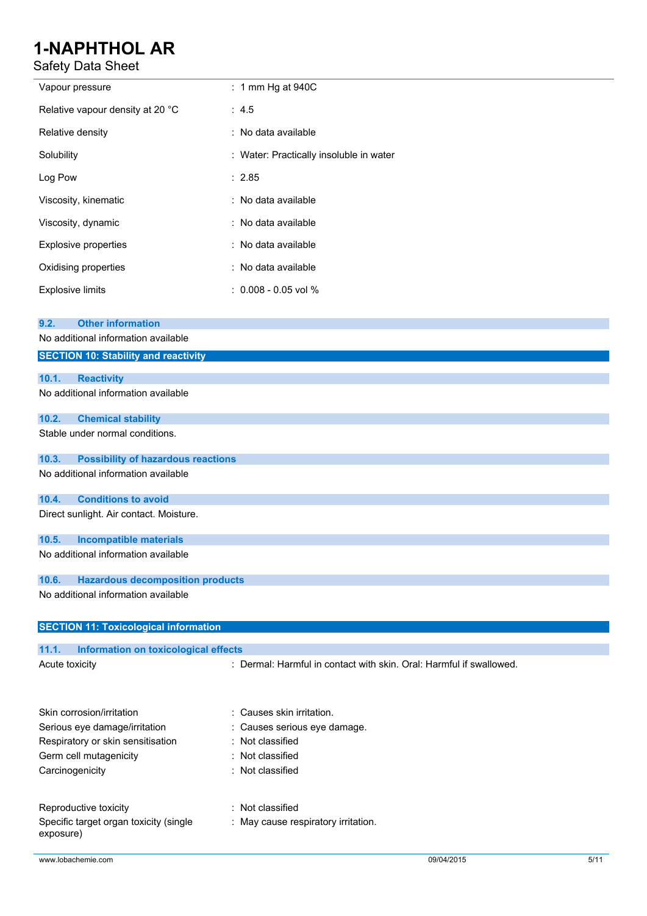| | |
|---|---|
| Vapour pressure | : 1 mm Hg at 940C |
| Relative vapour density at 20 °C | : 4.5 |
| Relative density | : No data available |
| Solubility | : Water: Practically insoluble in water |
| Log Pow | : 2.85 |
| Viscosity, kinematic | : No data available |
| Viscosity, dynamic | : No data available |
| Explosive properties | : No data available |
| Oxidising properties | : No data available |
| Explosive limits | : 0.008 - 0.05 vol % |

### 9.2. Other information

No additional information available

## SECTION 10: Stability and reactivity

### 10.1. Reactivity

No additional information available

### 10.2. Chemical stability

Stable under normal conditions.

### 10.3. Possibility of hazardous reactions

No additional information available

### 10.4. Conditions to avoid

Direct sunlight. Air contact. Moisture.

### 10.5. Incompatible materials

No additional information available

### 10.6. Hazardous decomposition products

No additional information available

## SECTION 11: Toxicological information

### 11.1. Information on toxicological effects

| | |
|---|---|
| Acute toxicity | : Dermal: Harmful in contact with skin. Oral: Harmful if swallowed. |
| Skin corrosion/irritation | : Causes skin irritation. |
| Serious eye damage/irritation | : Causes serious eye damage. |
| Respiratory or skin sensitisation | : Not classified |
| Germ cell mutagenicity | : Not classified |
| Carcinogenicity | : Not classified |
| Reproductive toxicity | : Not classified |
| Specific target organ toxicity (single exposure) | : May cause respiratory irritation. |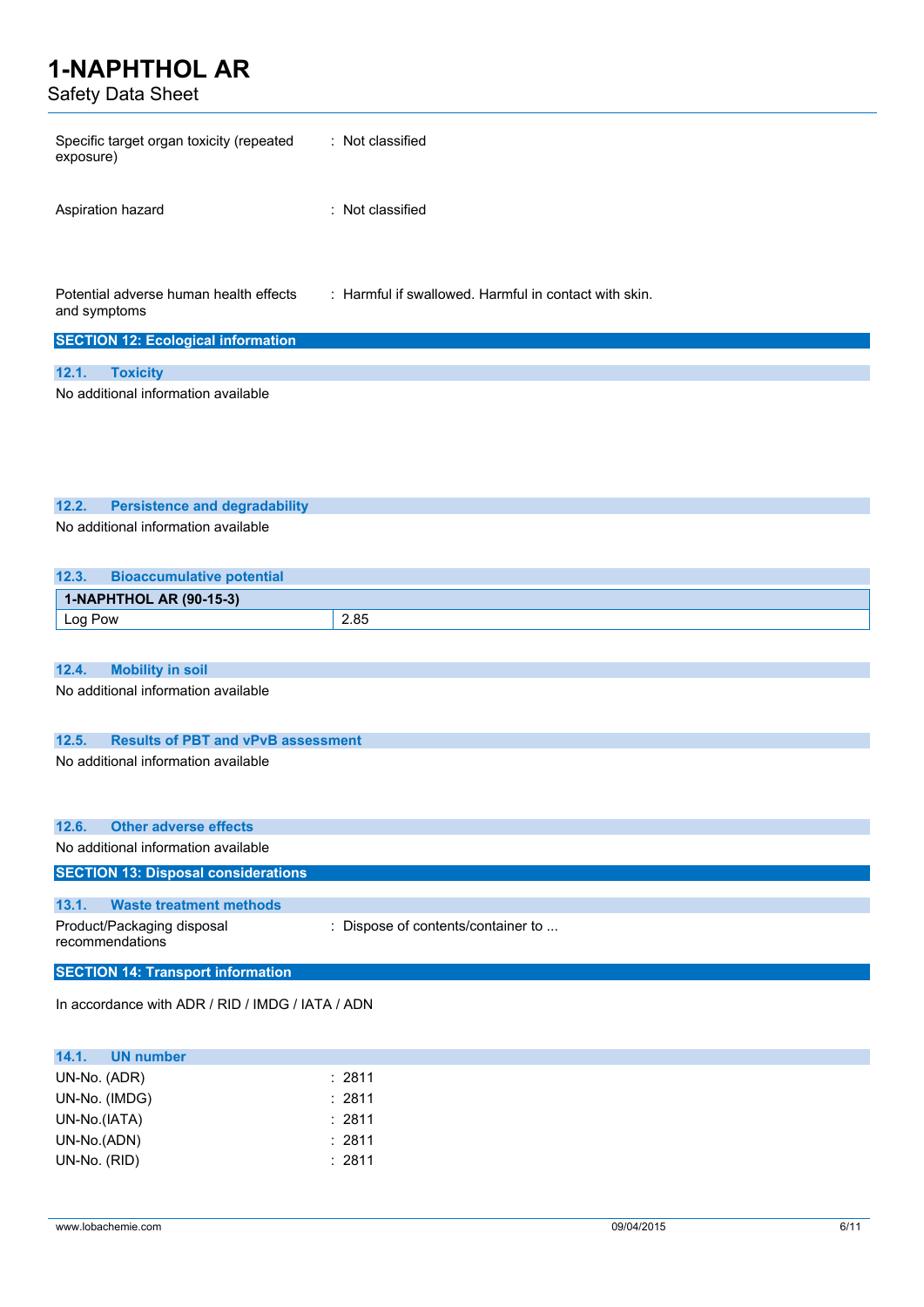Specific target organ toxicity (repeated exposure) : Not classified

Aspiration hazard : Not classified

Potential adverse human health effects and symptoms : Harmful if swallowed. Harmful in contact with skin.

## SECTION 12: Ecological information

### 12.1. Toxicity

No additional information available

### 12.2. Persistence and degradability

No additional information available

### 12.3. Bioaccumulative potential

| 1-NAPHTHOL AR (90-15-3) | |
|---|---|
| Log Pow | 2.85 |

### 12.4. Mobility in soil

No additional information available

### 12.5. Results of PBT and vPvB assessment

No additional information available

### 12.6. Other adverse effects

No additional information available

## SECTION 13: Disposal considerations

### 13.1. Waste treatment methods

Product/Packaging disposal recommendations : Dispose of contents/container to ...

## SECTION 14: Transport information

In accordance with ADR / RID / IMDG / IATA / ADN

### 14.1. UN number

UN-No. (ADR) : 2811

UN-No. (IMDG) : 2811

UN-No.(IATA) : 2811

UN-No.(ADN) : 2811

UN-No. (RID) : 2811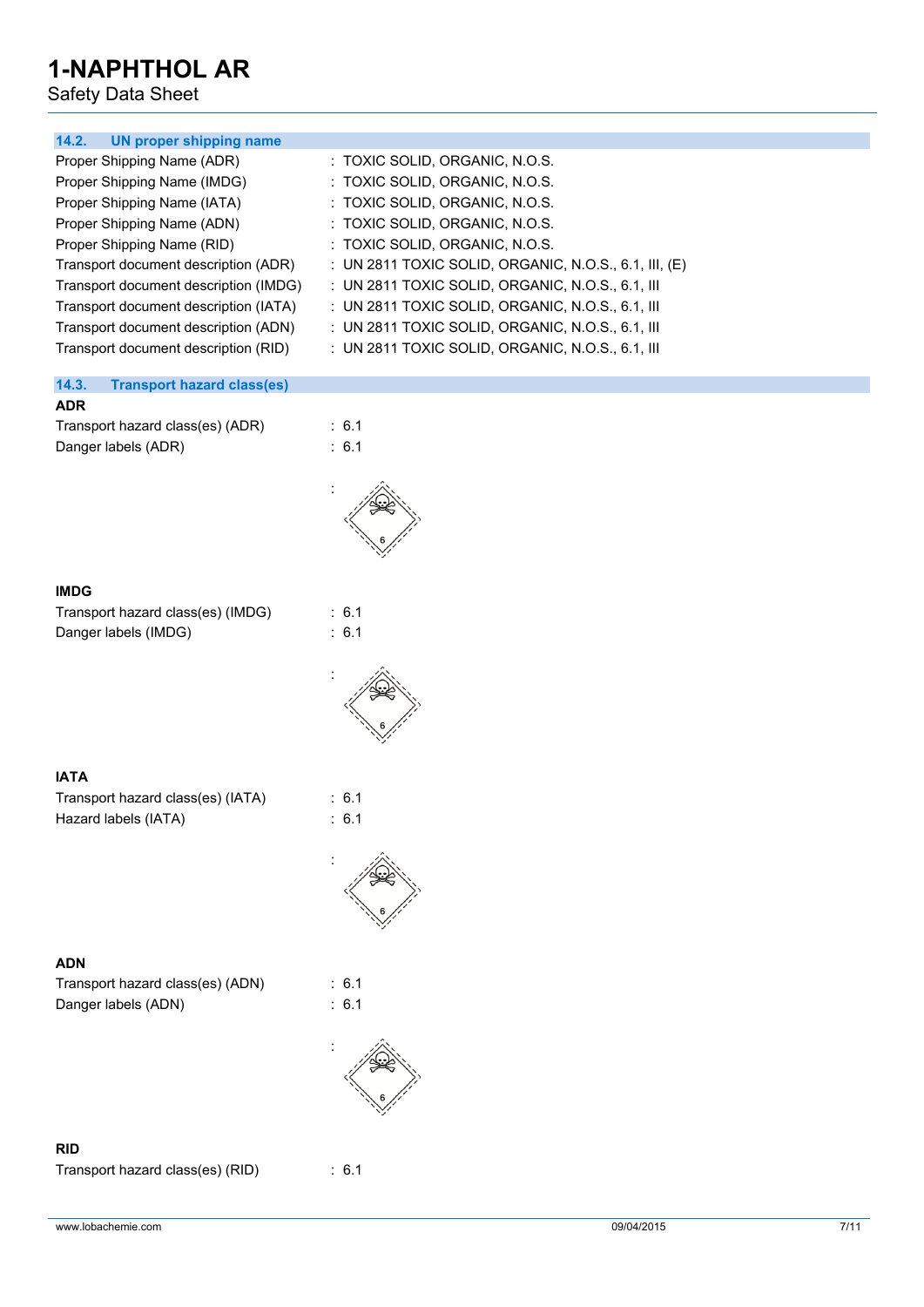### 14.2. UN proper shipping name

| | |
|---|---|
| Proper Shipping Name (ADR) | : TOXIC SOLID, ORGANIC, N.O.S. |
| Proper Shipping Name (IMDG) | : TOXIC SOLID, ORGANIC, N.O.S. |
| Proper Shipping Name (IATA) | : TOXIC SOLID, ORGANIC, N.O.S. |
| Proper Shipping Name (ADN) | : TOXIC SOLID, ORGANIC, N.O.S. |
| Proper Shipping Name (RID) | : TOXIC SOLID, ORGANIC, N.O.S. |
| Transport document description (ADR) | : UN 2811 TOXIC SOLID, ORGANIC, N.O.S., 6.1, III, (E) |
| Transport document description (IMDG) | : UN 2811 TOXIC SOLID, ORGANIC, N.O.S., 6.1, III |
| Transport document description (IATA) | : UN 2811 TOXIC SOLID, ORGANIC, N.O.S., 6.1, III |
| Transport document description (ADN) | : UN 2811 TOXIC SOLID, ORGANIC, N.O.S., 6.1, III |
| Transport document description (RID) | : UN 2811 TOXIC SOLID, ORGANIC, N.O.S., 6.1, III |

### 14.3. Transport hazard class(es)

**ADR**

| | |
|---|---|
| Transport hazard class(es) (ADR) | : 6.1 |
| Danger labels (ADR) | : 6.1 |
| | : |

**IMDG**

| | |
|---|---|
| Transport hazard class(es) (IMDG) | : 6.1 |
| Danger labels (IMDG) | : 6.1 |
| | : |

**IATA**

| | |
|---|---|
| Transport hazard class(es) (IATA) | : 6.1 |
| Hazard labels (IATA) | : 6.1 |
| | : |

**ADN**

| | |
|---|---|
| Transport hazard class(es) (ADN) | : 6.1 |
| Danger labels (ADN) | : 6.1 |
| | : |

**RID**

| | |
|---|---|
| Transport hazard class(es) (RID) | : 6.1 |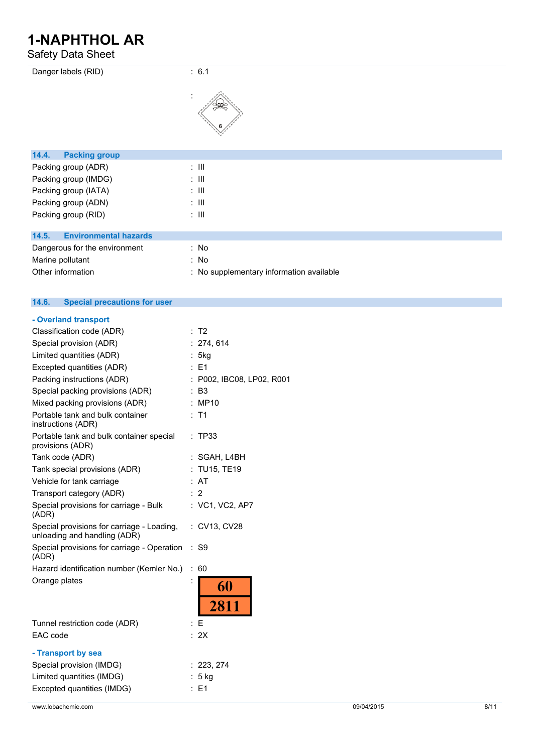| | |
|---|---|
| Danger labels (RID) | : 6.1 |

## 14.4. Packing group

| | |
|---|---|
| Packing group (ADR) | : III |
| Packing group (IMDG) | : III |
| Packing group (IATA) | : III |
| Packing group (ADN) | : III |
| Packing group (RID) | : III |

## 14.5. Environmental hazards

| | |
|---|---|
| Dangerous for the environment | : No |
| Marine pollutant | : No |
| Other information | : No supplementary information available |

## 14.6. Special precautions for user

### - Overland transport

| | |
|---|---|
| Classification code (ADR) | : T2 |
| Special provision (ADR) | : 274, 614 |
| Limited quantities (ADR) | : 5kg |
| Excepted quantities (ADR) | : E1 |
| Packing instructions (ADR) | : P002, IBC08, LP02, R001 |
| Special packing provisions (ADR) | : B3 |
| Mixed packing provisions (ADR) | : MP10 |
| Portable tank and bulk container instructions (ADR) | : T1 |
| Portable tank and bulk container special provisions (ADR) | : TP33 |
| Tank code (ADR) | : SGAH, L4BH |
| Tank special provisions (ADR) | : TU15, TE19 |
| Vehicle for tank carriage | : AT |
| Transport category (ADR) | : 2 |
| Special provisions for carriage - Bulk (ADR) | : VC1, VC2, AP7 |
| Special provisions for carriage - Loading, unloading and handling (ADR) | : CV13, CV28 |
| Special provisions for carriage - Operation (ADR) | : S9 |
| Hazard identification number (Kemler No.) | : 60 |
| Orange plates | : 60 / 2811 |
| Tunnel restriction code (ADR) | : E |
| EAC code | : 2X |

### - Transport by sea

| | |
|---|---|
| Special provision (IMDG) | : 223, 274 |
| Limited quantities (IMDG) | : 5 kg |
| Excepted quantities (IMDG) | : E1 |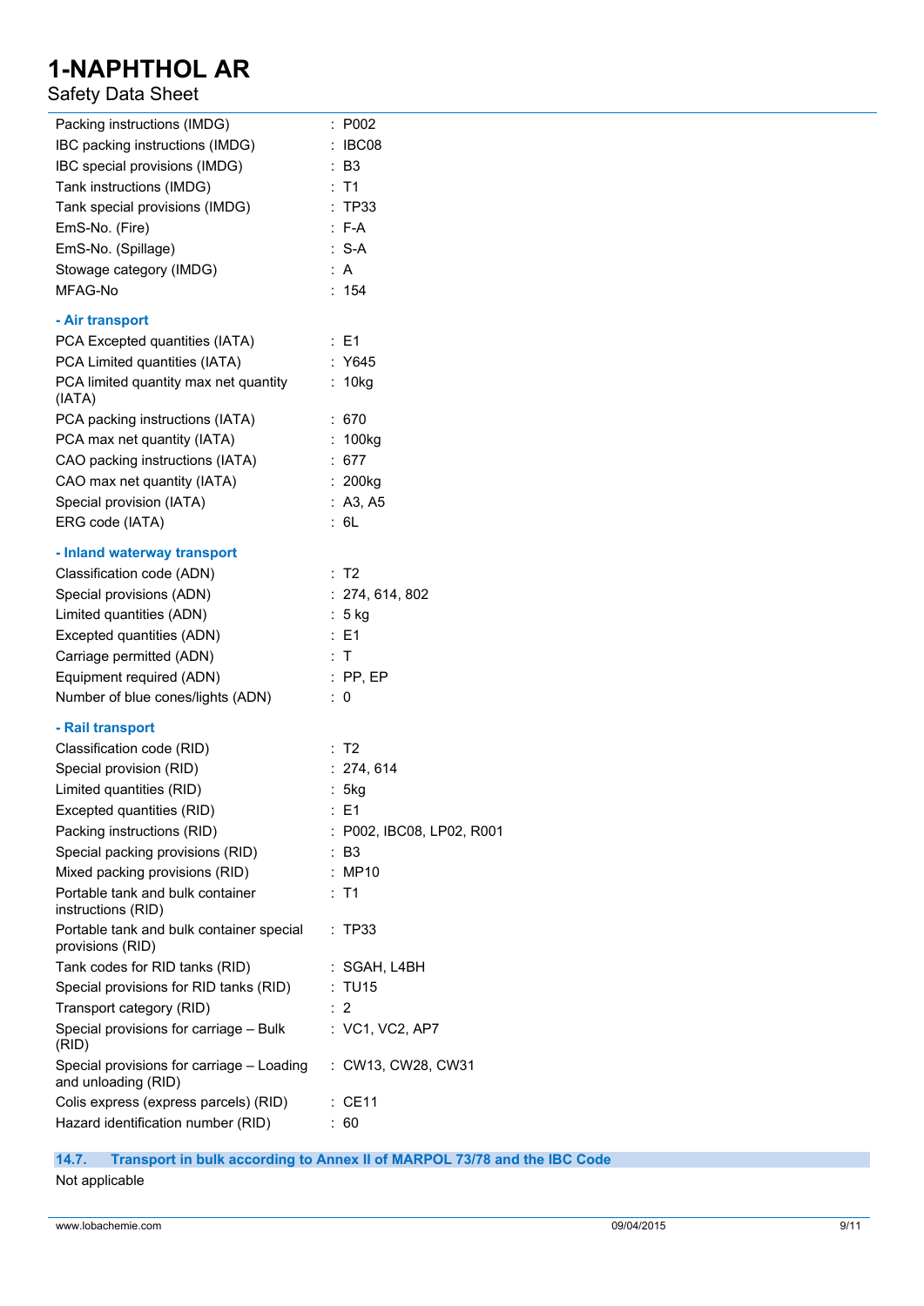| | |
|---|---|
| Packing instructions (IMDG) | : P002 |
| IBC packing instructions (IMDG) | : IBC08 |
| IBC special provisions (IMDG) | : B3 |
| Tank instructions (IMDG) | : T1 |
| Tank special provisions (IMDG) | : TP33 |
| EmS-No. (Fire) | : F-A |
| EmS-No. (Spillage) | : S-A |
| Stowage category (IMDG) | : A |
| MFAG-No | : 154 |

**- Air transport**

| | |
|---|---|
| PCA Excepted quantities (IATA) | : E1 |
| PCA Limited quantities (IATA) | : Y645 |
| PCA limited quantity max net quantity (IATA) | : 10kg |
| PCA packing instructions (IATA) | : 670 |
| PCA max net quantity (IATA) | : 100kg |
| CAO packing instructions (IATA) | : 677 |
| CAO max net quantity (IATA) | : 200kg |
| Special provision (IATA) | : A3, A5 |
| ERG code (IATA) | : 6L |

**- Inland waterway transport**

| | |
|---|---|
| Classification code (ADN) | : T2 |
| Special provisions (ADN) | : 274, 614, 802 |
| Limited quantities (ADN) | : 5 kg |
| Excepted quantities (ADN) | : E1 |
| Carriage permitted (ADN) | : T |
| Equipment required (ADN) | : PP, EP |
| Number of blue cones/lights (ADN) | : 0 |

**- Rail transport**

| | |
|---|---|
| Classification code (RID) | : T2 |
| Special provision (RID) | : 274, 614 |
| Limited quantities (RID) | : 5kg |
| Excepted quantities (RID) | : E1 |
| Packing instructions (RID) | : P002, IBC08, LP02, R001 |
| Special packing provisions (RID) | : B3 |
| Mixed packing provisions (RID) | : MP10 |
| Portable tank and bulk container instructions (RID) | : T1 |
| Portable tank and bulk container special provisions (RID) | : TP33 |
| Tank codes for RID tanks (RID) | : SGAH, L4BH |
| Special provisions for RID tanks (RID) | : TU15 |
| Transport category (RID) | : 2 |
| Special provisions for carriage – Bulk (RID) | : VC1, VC2, AP7 |
| Special provisions for carriage – Loading and unloading (RID) | : CW13, CW28, CW31 |
| Colis express (express parcels) (RID) | : CE11 |
| Hazard identification number (RID) | : 60 |

## 14.7. Transport in bulk according to Annex II of MARPOL 73/78 and the IBC Code

Not applicable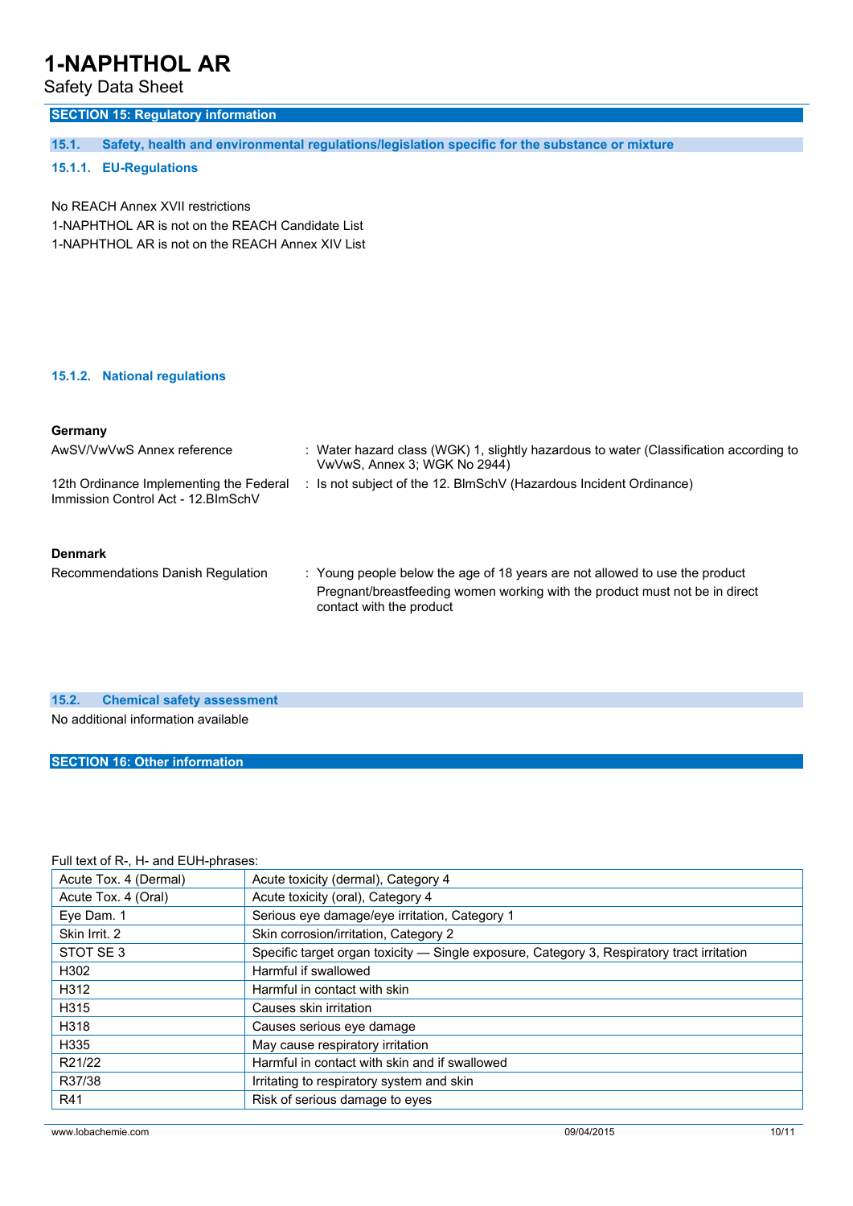## SECTION 15: Regulatory information

### 15.1. Safety, health and environmental regulations/legislation specific for the substance or mixture

#### 15.1.1. EU-Regulations

No REACH Annex XVII restrictions
1-NAPHTHOL AR is not on the REACH Candidate List
1-NAPHTHOL AR is not on the REACH Annex XIV List

#### 15.1.2. National regulations

**Germany**

AwSV/VwVwS Annex reference : Water hazard class (WGK) 1, slightly hazardous to water (Classification according to VwVwS, Annex 3; WGK No 2944)

12th Ordinance Implementing the Federal Immission Control Act - 12.BImSchV : Is not subject of the 12. BlmSchV (Hazardous Incident Ordinance)

**Denmark**

Recommendations Danish Regulation : Young people below the age of 18 years are not allowed to use the product
Pregnant/breastfeeding women working with the product must not be in direct contact with the product

### 15.2. Chemical safety assessment

No additional information available

## SECTION 16: Other information

Full text of R-, H- and EUH-phrases:

| | |
|---|---|
| Acute Tox. 4 (Dermal) | Acute toxicity (dermal), Category 4 |
| Acute Tox. 4 (Oral) | Acute toxicity (oral), Category 4 |
| Eye Dam. 1 | Serious eye damage/eye irritation, Category 1 |
| Skin Irrit. 2 | Skin corrosion/irritation, Category 2 |
| STOT SE 3 | Specific target organ toxicity — Single exposure, Category 3, Respiratory tract irritation |
| H302 | Harmful if swallowed |
| H312 | Harmful in contact with skin |
| H315 | Causes skin irritation |
| H318 | Causes serious eye damage |
| H335 | May cause respiratory irritation |
| R21/22 | Harmful in contact with skin and if swallowed |
| R37/38 | Irritating to respiratory system and skin |
| R41 | Risk of serious damage to eyes |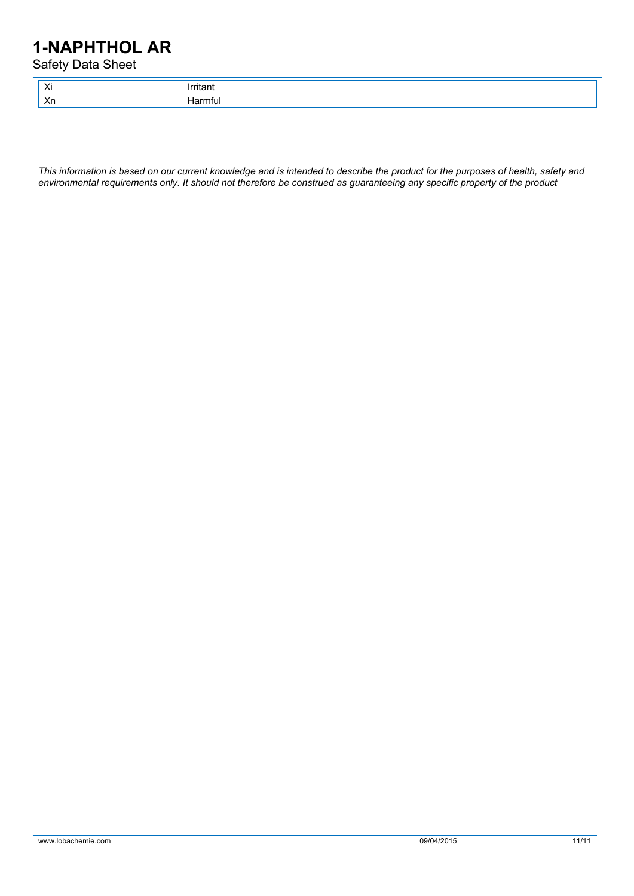| | |
|---|---|
| Xi | Irritant |
| Xn | Harmful |

*This information is based on our current knowledge and is intended to describe the product for the purposes of health, safety and environmental requirements only. It should not therefore be construed as guaranteeing any specific property of the product*